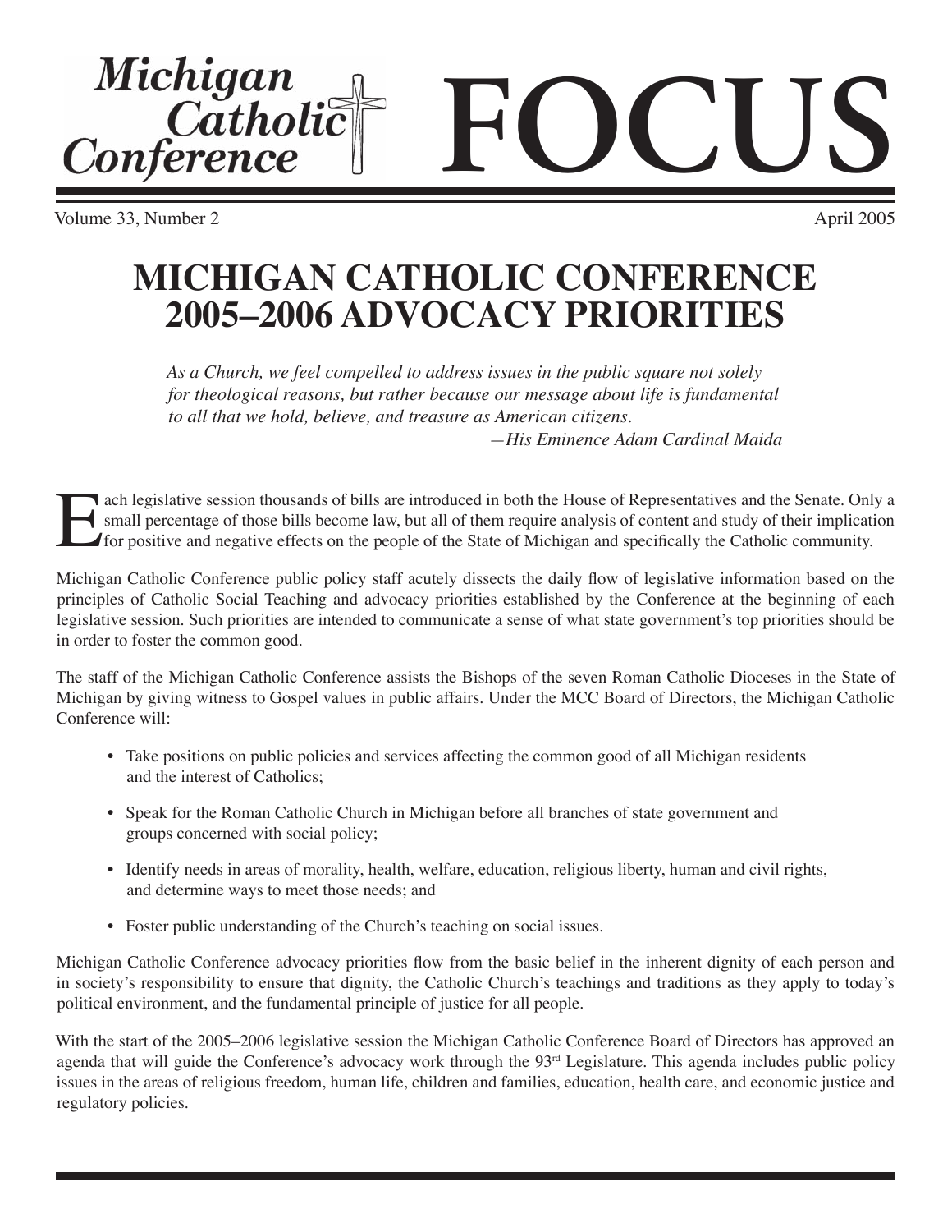# Michigan Catholic Conference FOCUS

Volume 33, Number 2 — April 2005

# MICHIGAN CATHOLIC CONFERENCE 2005–2006 ADVOCACY PRIORITIES

*As a Church, we feel compelled to address issues in the public square not solely for theological reasons, but rather because our message about life is fundamental to all that we hold, believe, and treasure as American citizens.*
*—His Eminence Adam Cardinal Maida*

Each legislative session thousands of bills are introduced in both the House of Representatives and the Senate. Only a small percentage of those bills become law, but all of them require analysis of content and study of their implication for positive and negative effects on the people of the State of Michigan and specifically the Catholic community.

Michigan Catholic Conference public policy staff acutely dissects the daily flow of legislative information based on the principles of Catholic Social Teaching and advocacy priorities established by the Conference at the beginning of each legislative session. Such priorities are intended to communicate a sense of what state government's top priorities should be in order to foster the common good.

The staff of the Michigan Catholic Conference assists the Bishops of the seven Roman Catholic Dioceses in the State of Michigan by giving witness to Gospel values in public affairs. Under the MCC Board of Directors, the Michigan Catholic Conference will:

- Take positions on public policies and services affecting the common good of all Michigan residents and the interest of Catholics;
- Speak for the Roman Catholic Church in Michigan before all branches of state government and groups concerned with social policy;
- Identify needs in areas of morality, health, welfare, education, religious liberty, human and civil rights, and determine ways to meet those needs; and
- Foster public understanding of the Church's teaching on social issues.

Michigan Catholic Conference advocacy priorities flow from the basic belief in the inherent dignity of each person and in society's responsibility to ensure that dignity, the Catholic Church's teachings and traditions as they apply to today's political environment, and the fundamental principle of justice for all people.

With the start of the 2005–2006 legislative session the Michigan Catholic Conference Board of Directors has approved an agenda that will guide the Conference's advocacy work through the 93rd Legislature. This agenda includes public policy issues in the areas of religious freedom, human life, children and families, education, health care, and economic justice and regulatory policies.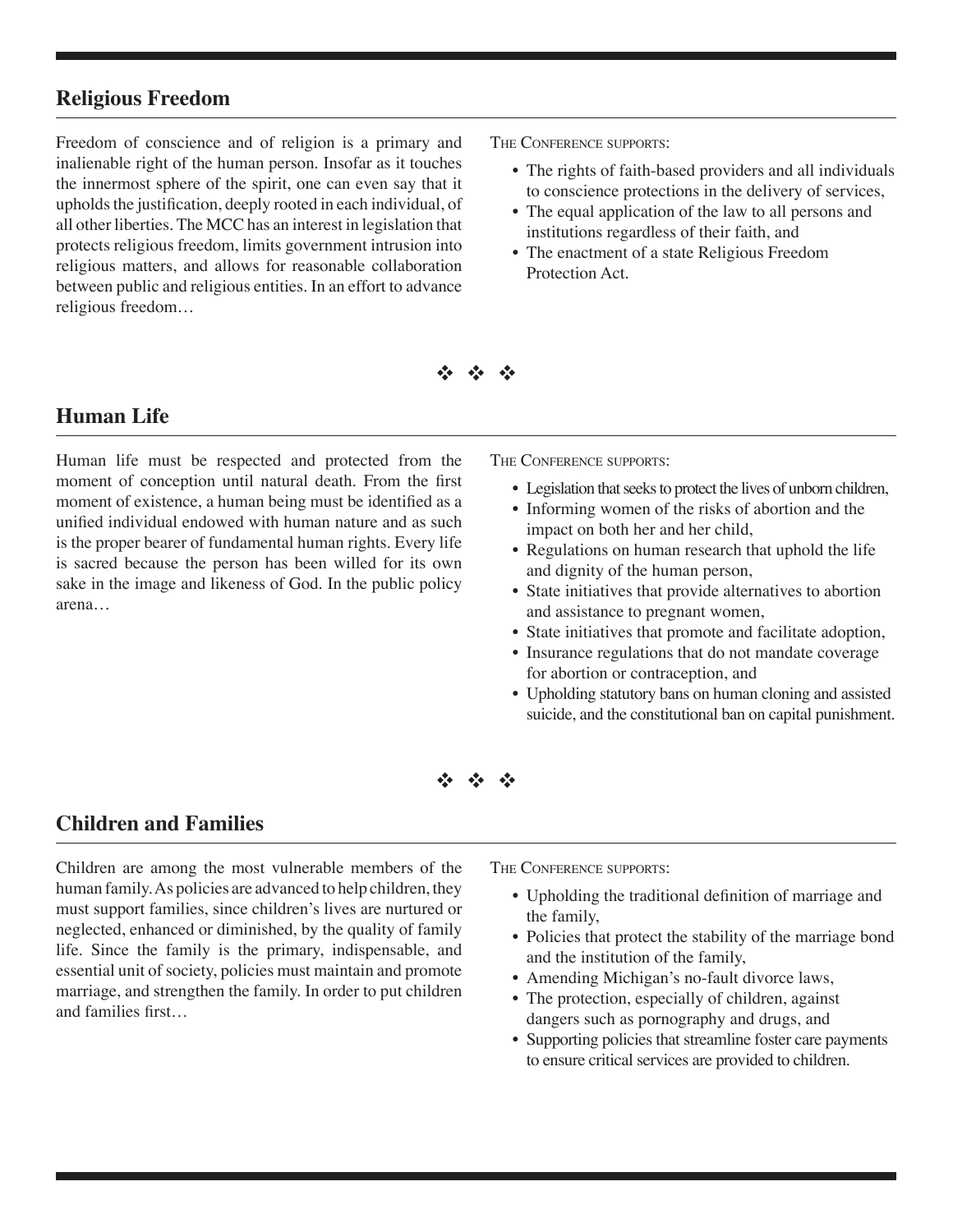## Religious Freedom

Freedom of conscience and of religion is a primary and inalienable right of the human person. Insofar as it touches the innermost sphere of the spirit, one can even say that it upholds the justification, deeply rooted in each individual, of all other liberties. The MCC has an interest in legislation that protects religious freedom, limits government intrusion into religious matters, and allows for reasonable collaboration between public and religious entities. In an effort to advance religious freedom…

The Conference supports:

- The rights of faith-based providers and all individuals to conscience protections in the delivery of services,
- The equal application of the law to all persons and institutions regardless of their faith, and
- The enactment of a state Religious Freedom Protection Act.

❖ ❖ ❖

## Human Life

Human life must be respected and protected from the moment of conception until natural death. From the first moment of existence, a human being must be identified as a unified individual endowed with human nature and as such is the proper bearer of fundamental human rights. Every life is sacred because the person has been willed for its own sake in the image and likeness of God. In the public policy arena…

The Conference supports:

- Legislation that seeks to protect the lives of unborn children,
- Informing women of the risks of abortion and the impact on both her and her child,
- Regulations on human research that uphold the life and dignity of the human person,
- State initiatives that provide alternatives to abortion and assistance to pregnant women,
- State initiatives that promote and facilitate adoption,
- Insurance regulations that do not mandate coverage for abortion or contraception, and
- Upholding statutory bans on human cloning and assisted suicide, and the constitutional ban on capital punishment.

❖ ❖ ❖

## Children and Families

Children are among the most vulnerable members of the human family. As policies are advanced to help children, they must support families, since children's lives are nurtured or neglected, enhanced or diminished, by the quality of family life. Since the family is the primary, indispensable, and essential unit of society, policies must maintain and promote marriage, and strengthen the family. In order to put children and families first…

The Conference supports:

- Upholding the traditional definition of marriage and the family,
- Policies that protect the stability of the marriage bond and the institution of the family,
- Amending Michigan's no-fault divorce laws,
- The protection, especially of children, against dangers such as pornography and drugs, and
- Supporting policies that streamline foster care payments to ensure critical services are provided to children.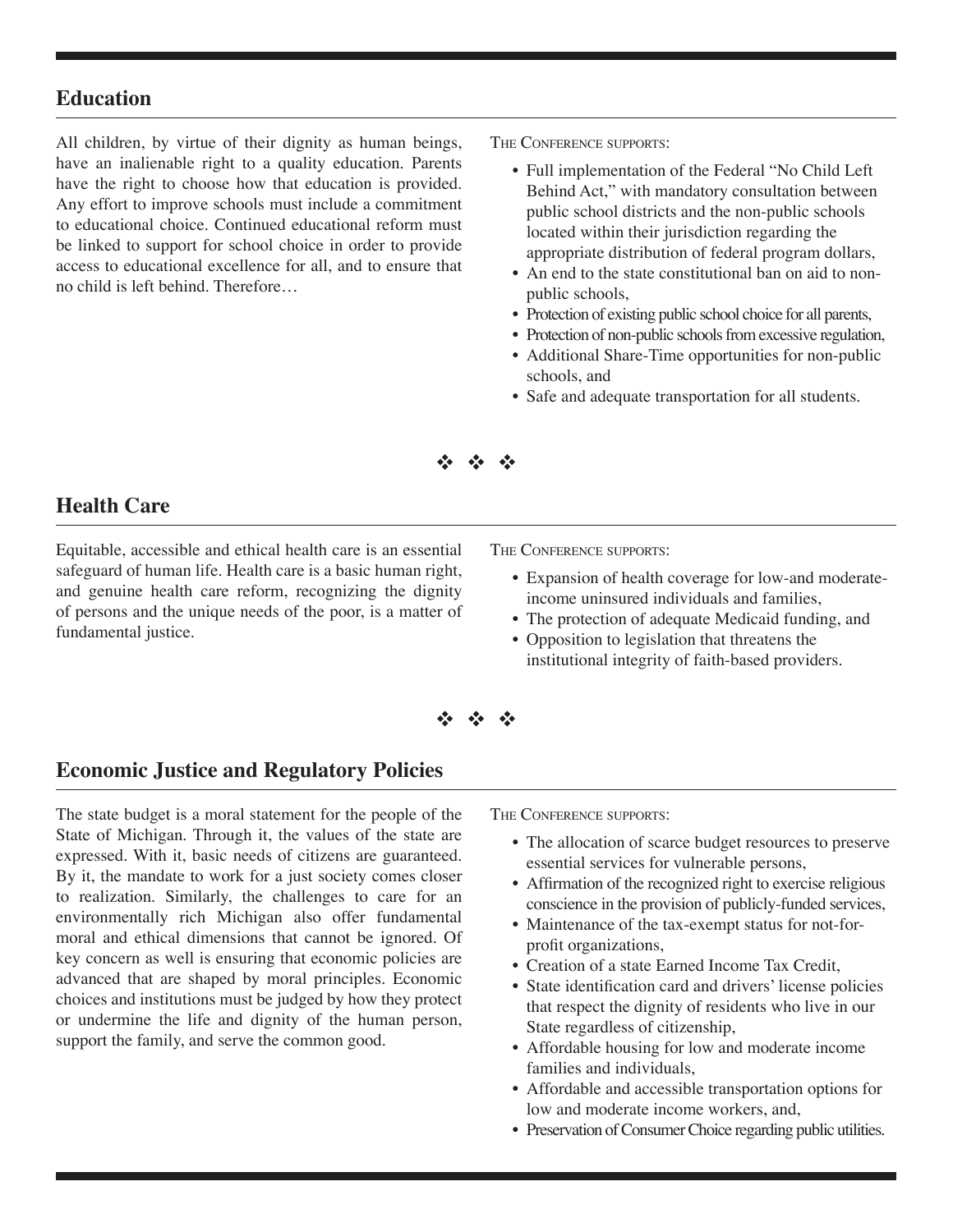## Education

All children, by virtue of their dignity as human beings, have an inalienable right to a quality education. Parents have the right to choose how that education is provided. Any effort to improve schools must include a commitment to educational choice. Continued educational reform must be linked to support for school choice in order to provide access to educational excellence for all, and to ensure that no child is left behind. Therefore…

THE CONFERENCE SUPPORTS:

- Full implementation of the Federal "No Child Left Behind Act," with mandatory consultation between public school districts and the non-public schools located within their jurisdiction regarding the appropriate distribution of federal program dollars,
- An end to the state constitutional ban on aid to non-public schools,
- Protection of existing public school choice for all parents,
- Protection of non-public schools from excessive regulation,
- Additional Share-Time opportunities for non-public schools, and
- Safe and adequate transportation for all students.

❖ ❖ ❖

## Health Care

Equitable, accessible and ethical health care is an essential safeguard of human life. Health care is a basic human right, and genuine health care reform, recognizing the dignity of persons and the unique needs of the poor, is a matter of fundamental justice.

THE CONFERENCE SUPPORTS:

- Expansion of health coverage for low-and moderate-income uninsured individuals and families,
- The protection of adequate Medicaid funding, and
- Opposition to legislation that threatens the institutional integrity of faith-based providers.

❖ ❖ ❖

## Economic Justice and Regulatory Policies

The state budget is a moral statement for the people of the State of Michigan. Through it, the values of the state are expressed. With it, basic needs of citizens are guaranteed. By it, the mandate to work for a just society comes closer to realization. Similarly, the challenges to care for an environmentally rich Michigan also offer fundamental moral and ethical dimensions that cannot be ignored. Of key concern as well is ensuring that economic policies are advanced that are shaped by moral principles. Economic choices and institutions must be judged by how they protect or undermine the life and dignity of the human person, support the family, and serve the common good.

THE CONFERENCE SUPPORTS:

- The allocation of scarce budget resources to preserve essential services for vulnerable persons,
- Affirmation of the recognized right to exercise religious conscience in the provision of publicly-funded services,
- Maintenance of the tax-exempt status for not-for-profit organizations,
- Creation of a state Earned Income Tax Credit,
- State identification card and drivers' license policies that respect the dignity of residents who live in our State regardless of citizenship,
- Affordable housing for low and moderate income families and individuals,
- Affordable and accessible transportation options for low and moderate income workers, and,
- Preservation of Consumer Choice regarding public utilities.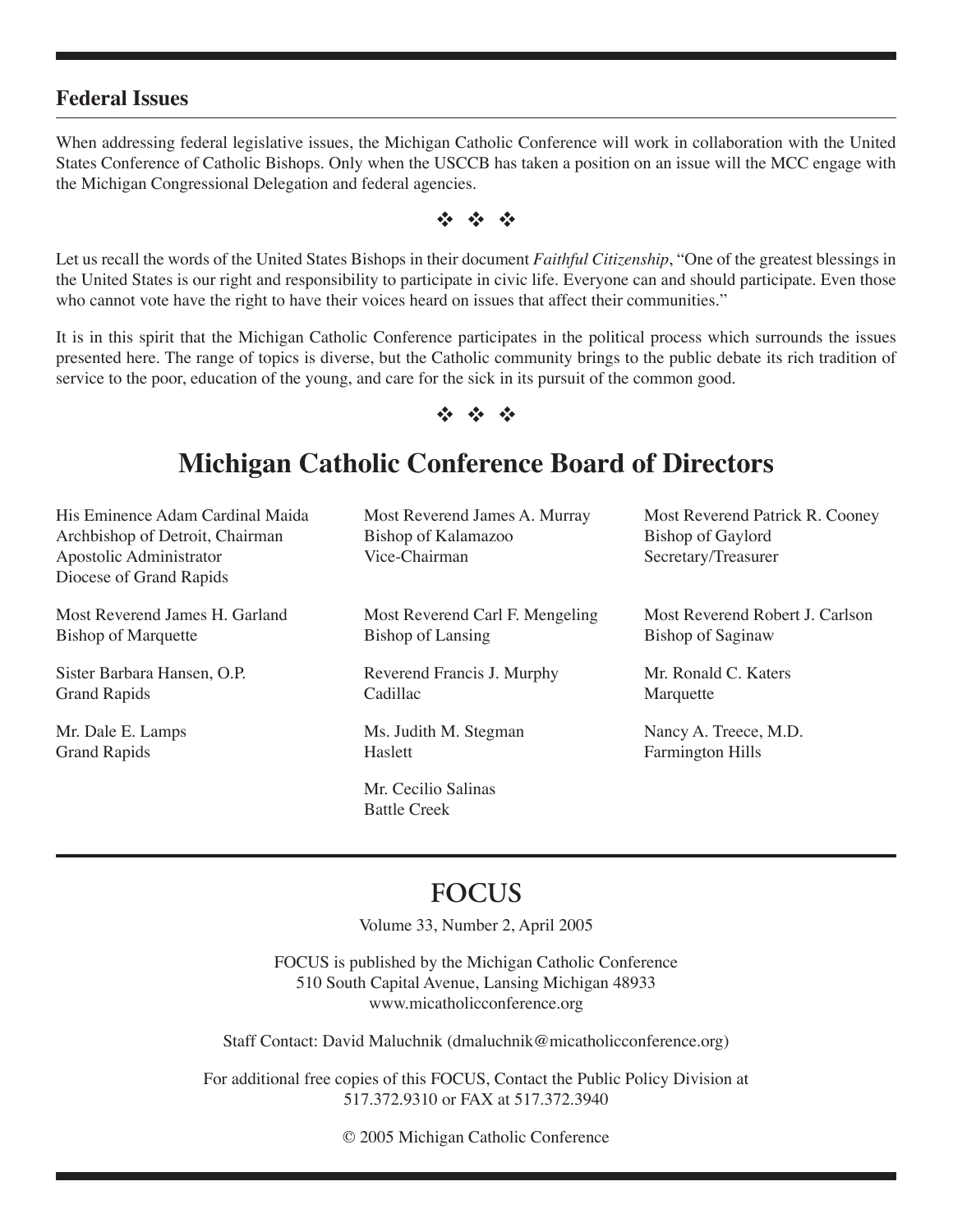## Federal Issues

When addressing federal legislative issues, the Michigan Catholic Conference will work in collaboration with the United States Conference of Catholic Bishops. Only when the USCCB has taken a position on an issue will the MCC engage with the Michigan Congressional Delegation and federal agencies.

❖ ❖ ❖

Let us recall the words of the United States Bishops in their document *Faithful Citizenship*, "One of the greatest blessings in the United States is our right and responsibility to participate in civic life. Everyone can and should participate. Even those who cannot vote have the right to have their voices heard on issues that affect their communities."

It is in this spirit that the Michigan Catholic Conference participates in the political process which surrounds the issues presented here. The range of topics is diverse, but the Catholic community brings to the public debate its rich tradition of service to the poor, education of the young, and care for the sick in its pursuit of the common good.

❖ ❖ ❖

# Michigan Catholic Conference Board of Directors

His Eminence Adam Cardinal Maida
Archbishop of Detroit, Chairman
Apostolic Administrator
Diocese of Grand Rapids

Most Reverend James A. Murray
Bishop of Kalamazoo
Vice-Chairman

Most Reverend Patrick R. Cooney
Bishop of Gaylord
Secretary/Treasurer

Most Reverend James H. Garland
Bishop of Marquette

Most Reverend Carl F. Mengeling
Bishop of Lansing

Most Reverend Robert J. Carlson
Bishop of Saginaw

Sister Barbara Hansen, O.P.
Grand Rapids

Reverend Francis J. Murphy
Cadillac

Mr. Ronald C. Katers
Marquette

Mr. Dale E. Lamps
Grand Rapids

Ms. Judith M. Stegman
Haslett

Nancy A. Treece, M.D.
Farmington Hills

Mr. Cecilio Salinas
Battle Creek

## FOCUS

Volume 33, Number 2, April 2005

FOCUS is published by the Michigan Catholic Conference
510 South Capital Avenue, Lansing Michigan 48933
www.micatholicconference.org

Staff Contact: David Maluchnik (dmaluchnik@micatholicconference.org)

For additional free copies of this FOCUS, Contact the Public Policy Division at
517.372.9310 or FAX at 517.372.3940

© 2005 Michigan Catholic Conference